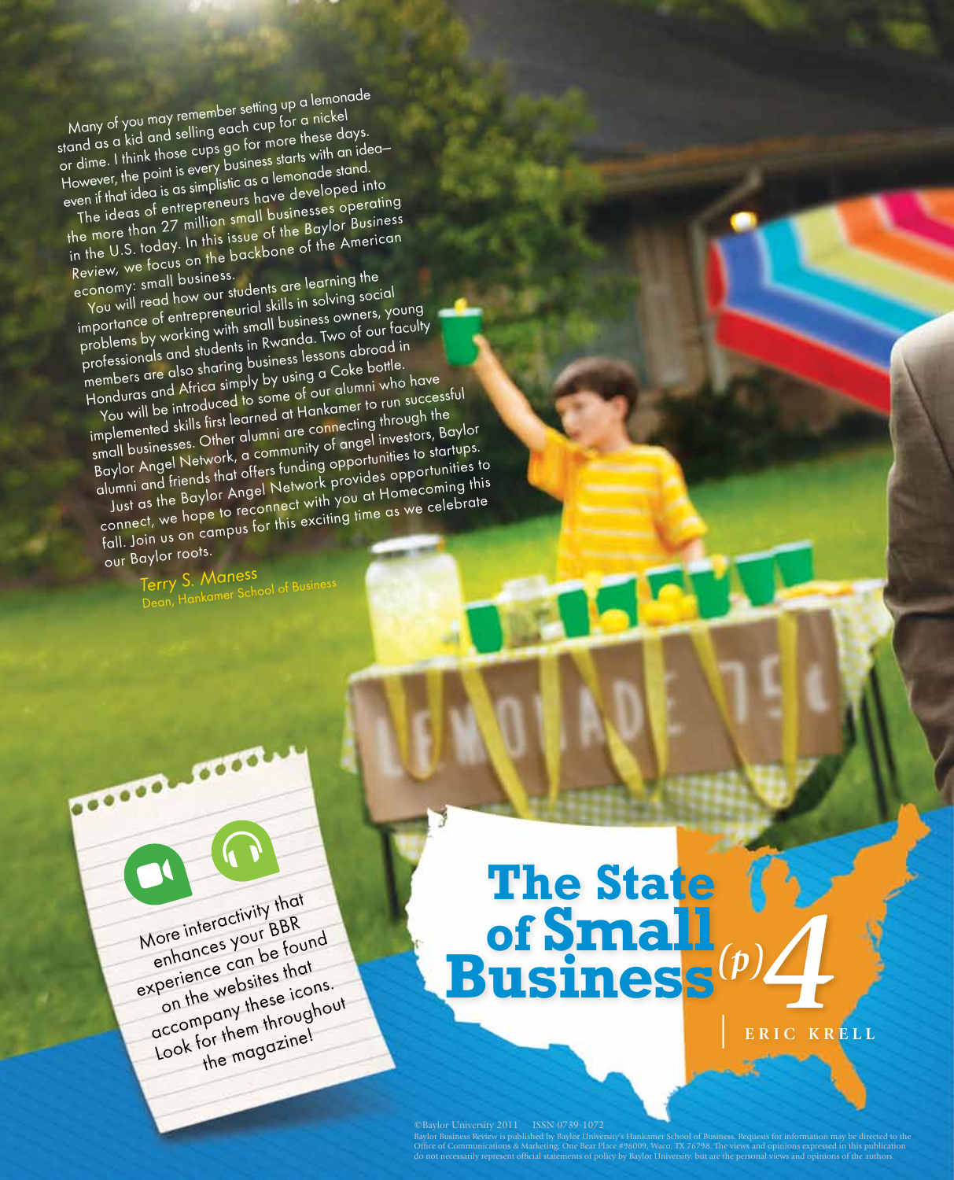Many of you may remember setting up a lemonade stand as a kid and selling each cup for a nickel or dime. I think those cups go for more these days. However, the point is every business starts with an idea—even if that idea is as simplistic as a lemonade stand.

The ideas of entrepreneurs have developed into the more than 27 million small businesses operating in the U.S. today. In this issue of the *Baylor Business Review*, we focus on the backbone of the American economy: small business.

You will read how our students are learning the importance of entrepreneurial skills in solving social problems by working with small business owners, young professionals and students in Rwanda. Two of our faculty members are also sharing business lessons abroad in Honduras and Africa simply by using a Coke bottle.

You will be introduced to some of our alumni who have implemented skills first learned at Hankamer to run successful small businesses. Other alumni are connecting through the Baylor Angel Network, a community of angel investors, Baylor alumni and friends that offers funding opportunities to startups.

Just as the Baylor Angel Network provides opportunities to connect, we hope to reconnect with you at Homecoming this fall. Join us on campus for this exciting time as we celebrate our Baylor roots.

Terry S. Maness
Dean, Hankamer School of Business

More interactivity that enhances your BBR experience can be found on the websites that accompany these icons. Look for them throughout the magazine!

# The State of Small Business (p)4

ERIC KRELL

©Baylor University 2011 ISSN 0739-1072
Baylor Business Review is published by Baylor University's Hankamer School of Business. Requests for information may be directed to the Office of Communications & Marketing, One Bear Place #98009, Waco, TX 76798. The views and opinions expressed in this publication do not necessarily represent official statements of policy by Baylor University, but are the personal views and opinions of the authors.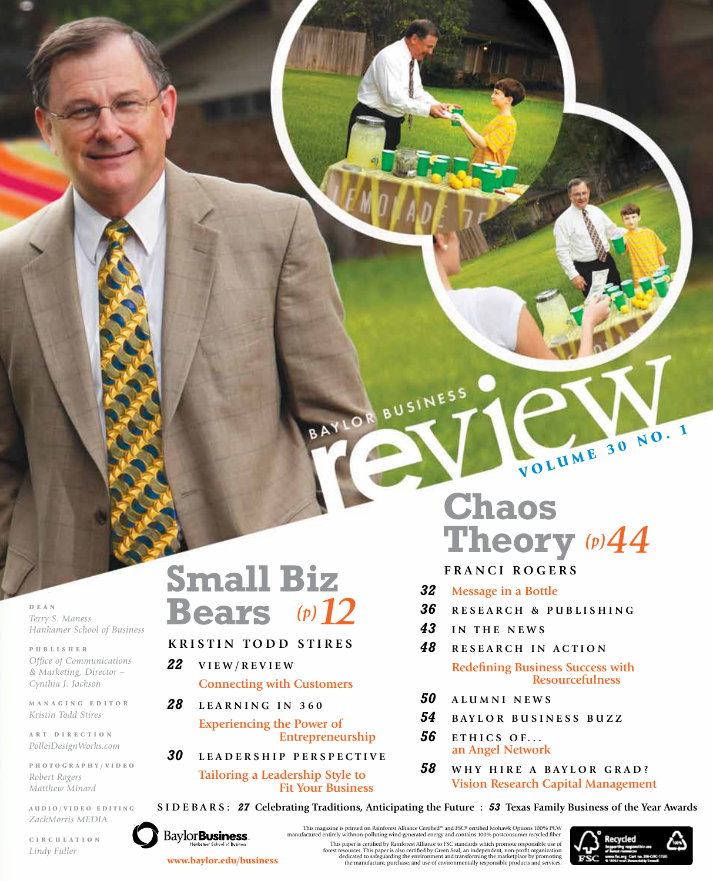BAYLOR BUSINESS

# review

VOLUME 30 NO. 1

DEAN
*Terry S. Maness*
*Hankamer School of Business*

PUBLISHER
*Office of Communications & Marketing, Director – Cynthia J. Jackson*

MANAGING EDITOR
*Kristin Todd Stires*

ART DIRECTION
*PolleiDesignWorks.com*

PHOTOGRAPHY/VIDEO
*Robert Rogers*
*Matthew Minard*

AUDIO/VIDEO EDITING
*ZackMorris MEDIA*

CIRCULATION
*Lindy Fuller*

## Small Biz Bears (p) 12

KRISTIN TODD STIRES

**22** VIEW/REVIEW
Connecting with Customers

**28** LEARNING IN 360
Experiencing the Power of Entrepreneurship

**30** LEADERSHIP PERSPECTIVE
Tailoring a Leadership Style to Fit Your Business

## Chaos Theory (p) 44

FRANCI ROGERS

**32** Message in a Bottle

**36** RESEARCH & PUBLISHING

**43** IN THE NEWS

**48** RESEARCH IN ACTION
Redefining Business Success with Resourcefulness

**50** ALUMNI NEWS

**54** BAYLOR BUSINESS BUZZ

**56** ETHICS OF...
an Angel Network

**58** WHY HIRE A BAYLOR GRAD?
Vision Research Capital Management

SIDEBARS: **27** Celebrating Traditions, Anticipating the Future : **53** Texas Family Business of the Year Awards

BaylorBusiness
Hankamer School of Business

www.baylor.edu/business

This magazine is printed on Rainforest Alliance Certified™ and FSC® certified Mohawk Options 100% PCW manufactured entirely withnon-polluting wind-generated energy and contains 100% postconsumer recycled fiber.

This paper is certified by Rainforest Alliance to FSC standards which promote responsible use of forest resources. This paper is also certified by Green Seal, an independent, non-profit organization dedicated to safeguarding the environment and transforming the marketplace by promoting the manufacture, purchase, and use of environmentally responsible products and services.